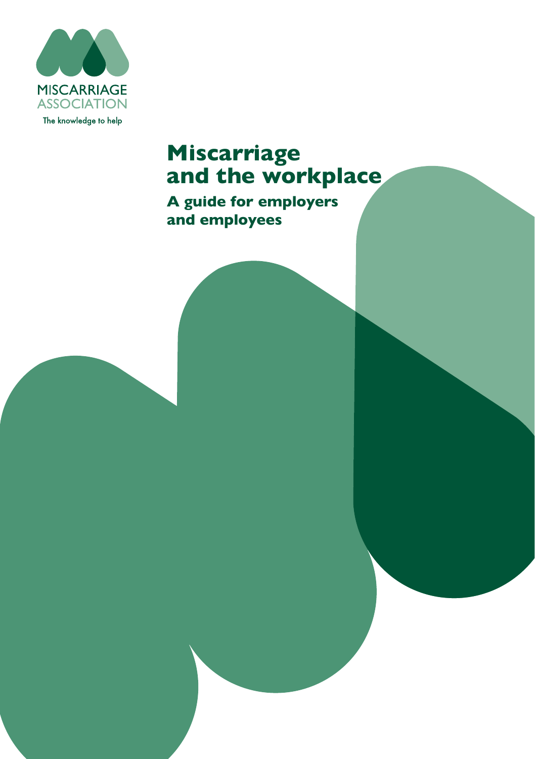MISCARRIAGE ASSOCIATION

The knowledge to help

# Miscarriage and the workplace

## A guide for employers and employees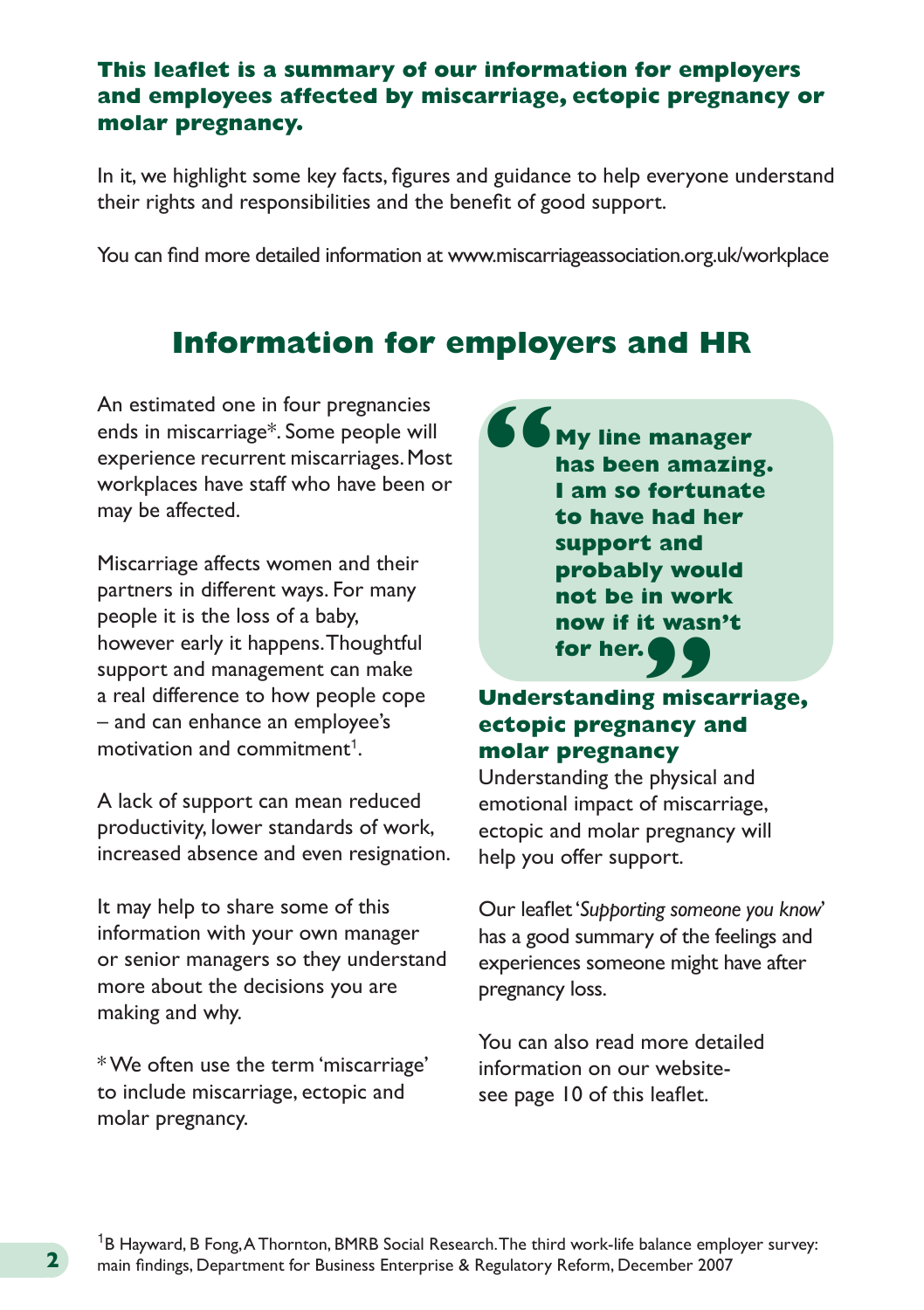**This leaflet is a summary of our information for employers and employees affected by miscarriage, ectopic pregnancy or molar pregnancy.**

In it, we highlight some key facts, figures and guidance to help everyone understand their rights and responsibilities and the benefit of good support.

You can find more detailed information at www.miscarriageassociation.org.uk/workplace

# Information for employers and HR

An estimated one in four pregnancies ends in miscarriage*. Some people will experience recurrent miscarriages. Most workplaces have staff who have been or may be affected.

Miscarriage affects women and their partners in different ways. For many people it is the loss of a baby, however early it happens. Thoughtful support and management can make a real difference to how people cope – and can enhance an employee's motivation and commitment[1].

A lack of support can mean reduced productivity, lower standards of work, increased absence and even resignation.

It may help to share some of this information with your own manager or senior managers so they understand more about the decisions you are making and why.

* We often use the term 'miscarriage' to include miscarriage, ectopic and molar pregnancy.

> **"My line manager has been amazing. I am so fortunate to have had her support and probably would not be in work now if it wasn't for her."**

## Understanding miscarriage, ectopic pregnancy and molar pregnancy

Understanding the physical and emotional impact of miscarriage, ectopic and molar pregnancy will help you offer support.

Our leaflet '*Supporting someone you know*' has a good summary of the feelings and experiences someone might have after pregnancy loss.

You can also read more detailed information on our website- see page 10 of this leaflet.

[1] B Hayward, B Fong, A Thornton, BMRB Social Research. The third work-life balance employer survey: main findings, Department for Business Enterprise & Regulatory Reform, December 2007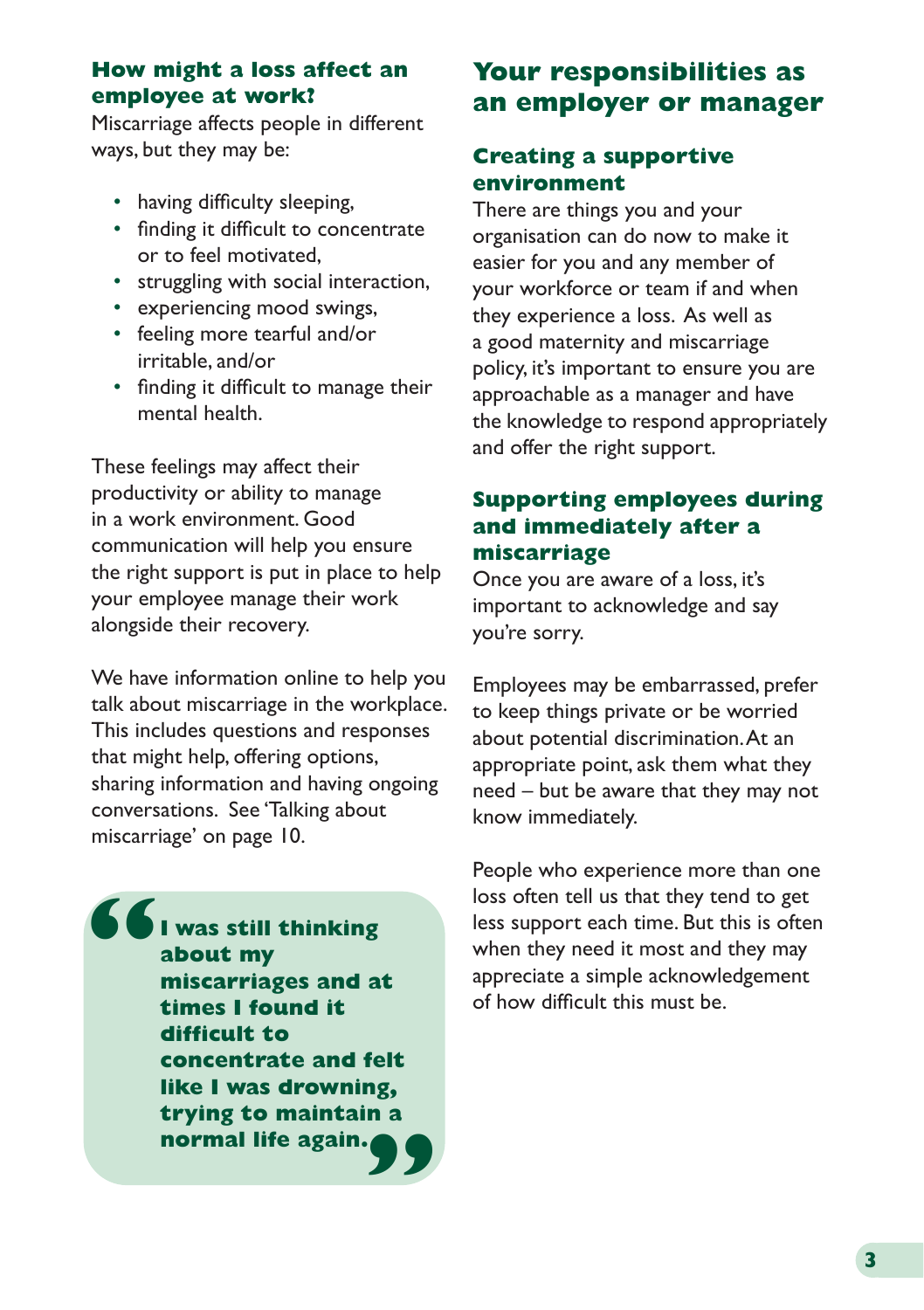### How might a loss affect an employee at work?

Miscarriage affects people in different ways, but they may be:

- having difficulty sleeping,
- finding it difficult to concentrate or to feel motivated,
- struggling with social interaction,
- experiencing mood swings,
- feeling more tearful and/or irritable, and/or
- finding it difficult to manage their mental health.

These feelings may affect their productivity or ability to manage in a work environment. Good communication will help you ensure the right support is put in place to help your employee manage their work alongside their recovery.

We have information online to help you talk about miscarriage in the workplace. This includes questions and responses that might help, offering options, sharing information and having ongoing conversations. See 'Talking about miscarriage' on page 10.

> **"I was still thinking about my miscarriages and at times I found it difficult to concentrate and felt like I was drowning, trying to maintain a normal life again."**

## Your responsibilities as an employer or manager

### Creating a supportive environment

There are things you and your organisation can do now to make it easier for you and any member of your workforce or team if and when they experience a loss. As well as a good maternity and miscarriage policy, it's important to ensure you are approachable as a manager and have the knowledge to respond appropriately and offer the right support.

### Supporting employees during and immediately after a miscarriage

Once you are aware of a loss, it's important to acknowledge and say you're sorry.

Employees may be embarrassed, prefer to keep things private or be worried about potential discrimination. At an appropriate point, ask them what they need – but be aware that they may not know immediately.

People who experience more than one loss often tell us that they tend to get less support each time. But this is often when they need it most and they may appreciate a simple acknowledgement of how difficult this must be.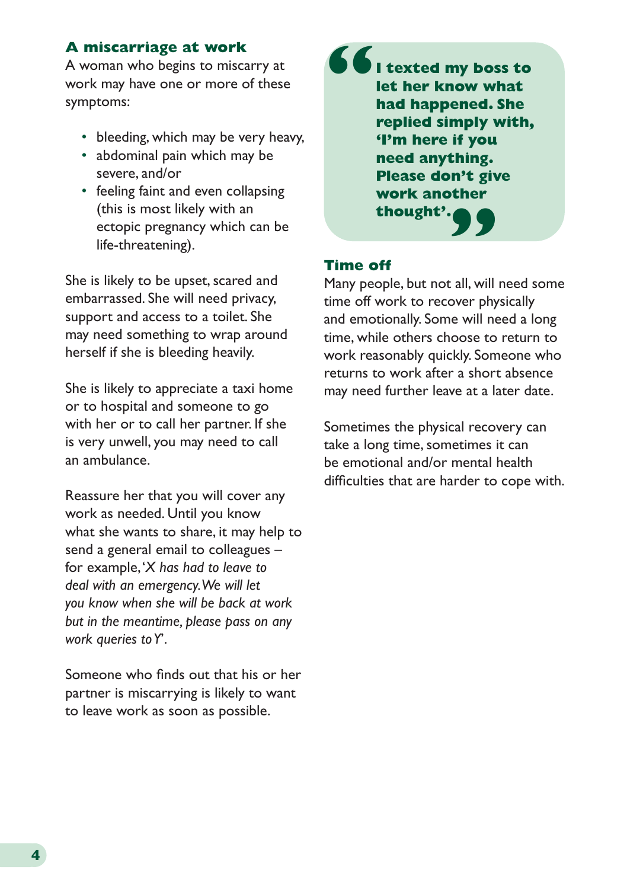## A miscarriage at work

A woman who begins to miscarry at work may have one or more of these symptoms:

- bleeding, which may be very heavy,
- abdominal pain which may be severe, and/or
- feeling faint and even collapsing (this is most likely with an ectopic pregnancy which can be life-threatening).

She is likely to be upset, scared and embarrassed. She will need privacy, support and access to a toilet. She may need something to wrap around herself if she is bleeding heavily.

She is likely to appreciate a taxi home or to hospital and someone to go with her or to call her partner. If she is very unwell, you may need to call an ambulance.

Reassure her that you will cover any work as needed. Until you know what she wants to share, it may help to send a general email to colleagues – for example, '*X has had to leave to deal with an emergency. We will let you know when she will be back at work but in the meantime, please pass on any work queries to Y*'.

Someone who finds out that his or her partner is miscarrying is likely to want to leave work as soon as possible.

> **"I texted my boss to let her know what had happened. She replied simply with, 'I'm here if you need anything. Please don't give work another thought'."**

## Time off

Many people, but not all, will need some time off work to recover physically and emotionally. Some will need a long time, while others choose to return to work reasonably quickly. Someone who returns to work after a short absence may need further leave at a later date.

Sometimes the physical recovery can take a long time, sometimes it can be emotional and/or mental health difficulties that are harder to cope with.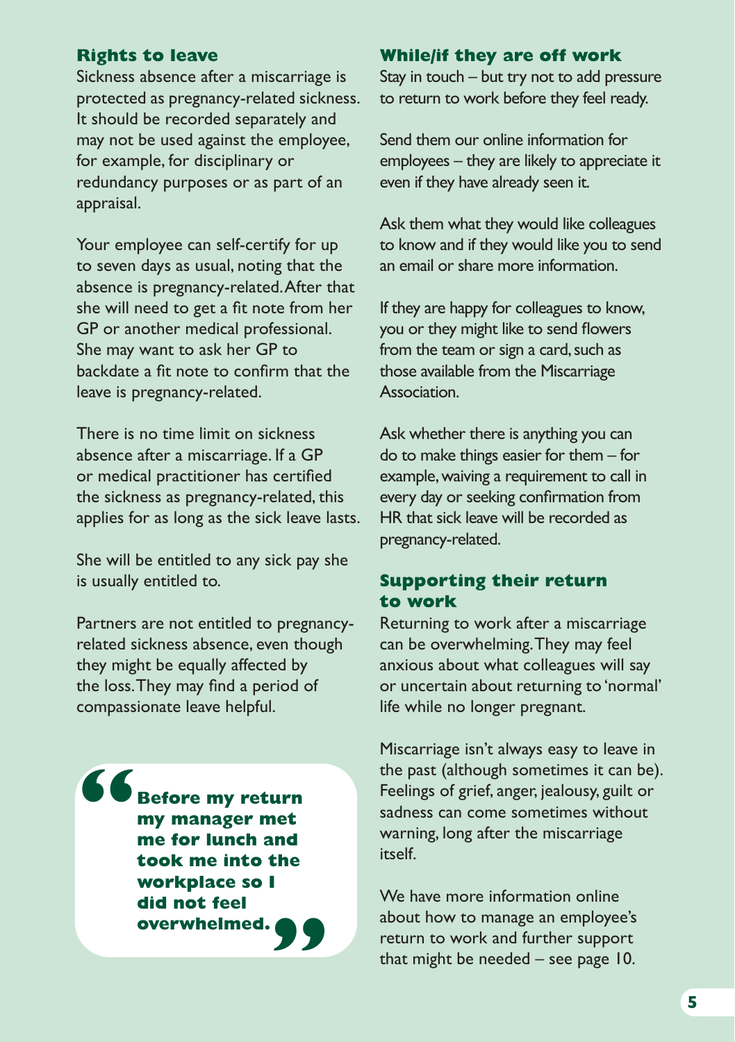## Rights to leave

Sickness absence after a miscarriage is protected as pregnancy-related sickness. It should be recorded separately and may not be used against the employee, for example, for disciplinary or redundancy purposes or as part of an appraisal.

Your employee can self-certify for up to seven days as usual, noting that the absence is pregnancy-related. After that she will need to get a fit note from her GP or another medical professional. She may want to ask her GP to backdate a fit note to confirm that the leave is pregnancy-related.

There is no time limit on sickness absence after a miscarriage. If a GP or medical practitioner has certified the sickness as pregnancy-related, this applies for as long as the sick leave lasts.

She will be entitled to any sick pay she is usually entitled to.

Partners are not entitled to pregnancy-related sickness absence, even though they might be equally affected by the loss. They may find a period of compassionate leave helpful.

> **"Before my return my manager met me for lunch and took me into the workplace so I did not feel overwhelmed."**

## While/if they are off work

Stay in touch – but try not to add pressure to return to work before they feel ready.

Send them our online information for employees – they are likely to appreciate it even if they have already seen it.

Ask them what they would like colleagues to know and if they would like you to send an email or share more information.

If they are happy for colleagues to know, you or they might like to send flowers from the team or sign a card, such as those available from the Miscarriage Association.

Ask whether there is anything you can do to make things easier for them – for example, waiving a requirement to call in every day or seeking confirmation from HR that sick leave will be recorded as pregnancy-related.

## Supporting their return to work

Returning to work after a miscarriage can be overwhelming. They may feel anxious about what colleagues will say or uncertain about returning to 'normal' life while no longer pregnant.

Miscarriage isn't always easy to leave in the past (although sometimes it can be). Feelings of grief, anger, jealousy, guilt or sadness can come sometimes without warning, long after the miscarriage itself.

We have more information online about how to manage an employee's return to work and further support that might be needed – see page 10.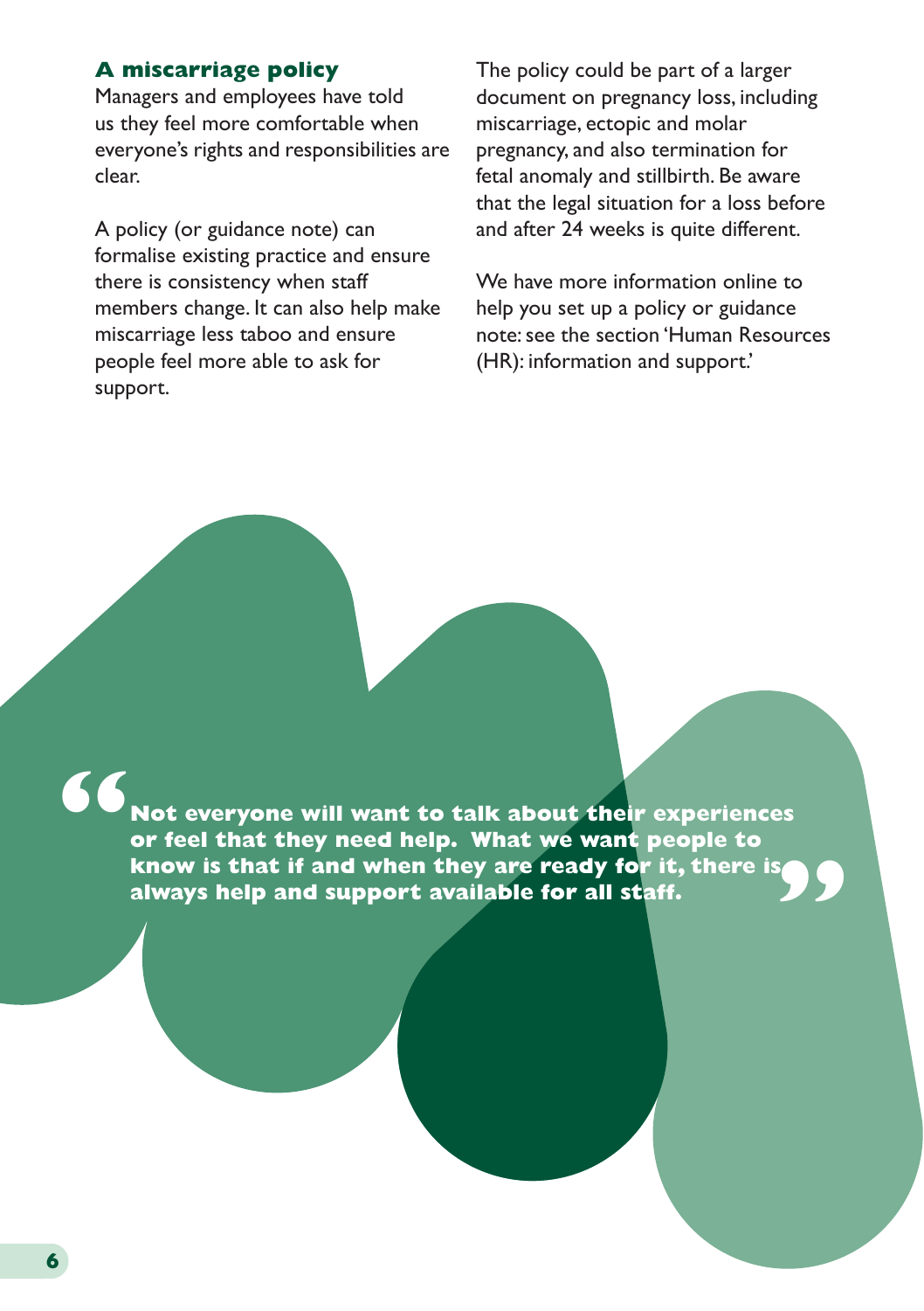## A miscarriage policy

Managers and employees have told us they feel more comfortable when everyone's rights and responsibilities are clear.

A policy (or guidance note) can formalise existing practice and ensure there is consistency when staff members change. It can also help make miscarriage less taboo and ensure people feel more able to ask for support.

The policy could be part of a larger document on pregnancy loss, including miscarriage, ectopic and molar pregnancy, and also termination for fetal anomaly and stillbirth. Be aware that the legal situation for a loss before and after 24 weeks is quite different.

We have more information online to help you set up a policy or guidance note: see the section 'Human Resources (HR): information and support.'

> **"Not everyone will want to talk about their experiences or feel that they need help. What we want people to know is that if and when they are ready for it, there is always help and support available for all staff."**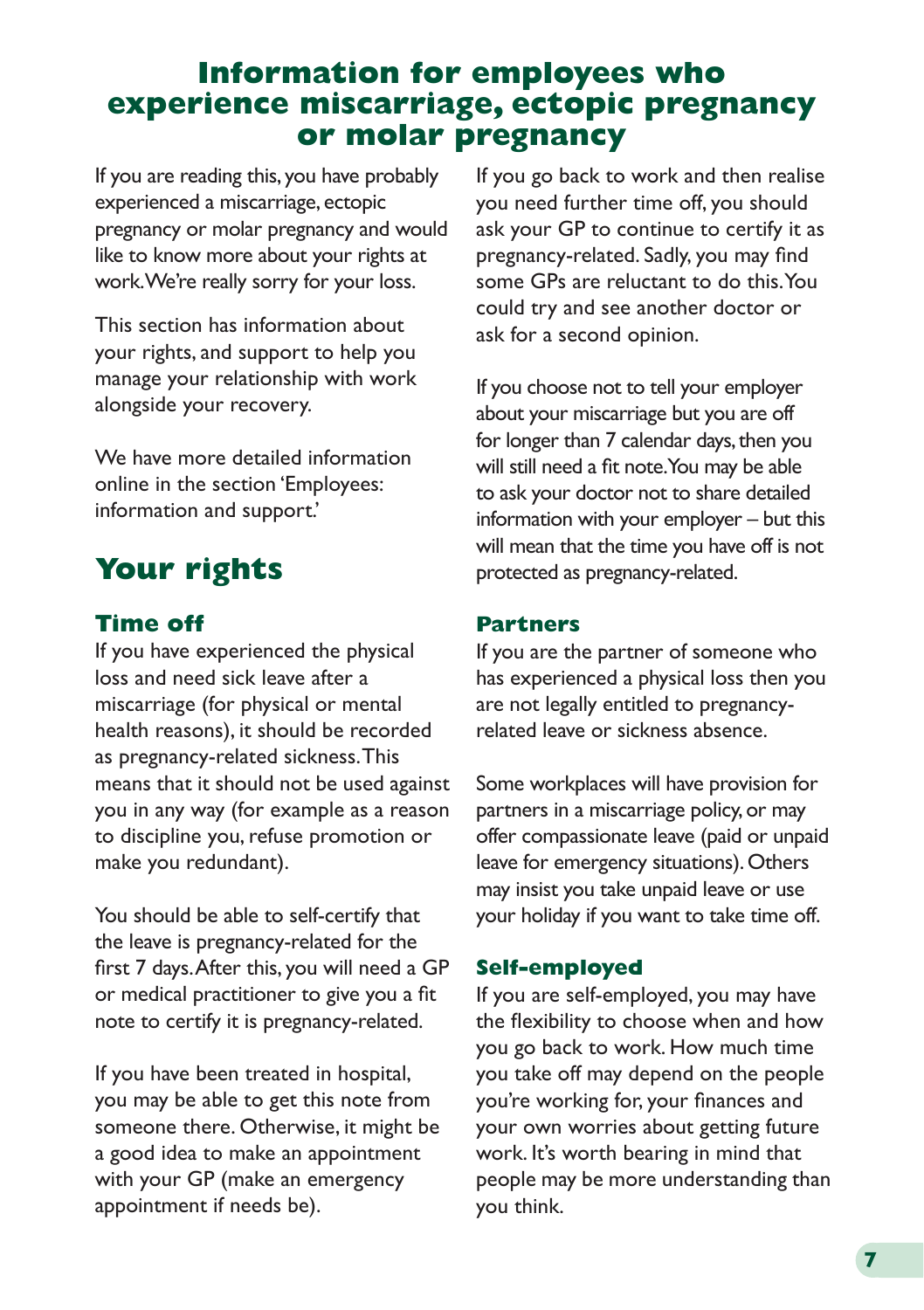# Information for employees who experience miscarriage, ectopic pregnancy or molar pregnancy

If you are reading this, you have probably experienced a miscarriage, ectopic pregnancy or molar pregnancy and would like to know more about your rights at work. We're really sorry for your loss.

This section has information about your rights, and support to help you manage your relationship with work alongside your recovery.

We have more detailed information online in the section 'Employees: information and support.'

## Your rights

### Time off

If you have experienced the physical loss and need sick leave after a miscarriage (for physical or mental health reasons), it should be recorded as pregnancy-related sickness. This means that it should not be used against you in any way (for example as a reason to discipline you, refuse promotion or make you redundant).

You should be able to self-certify that the leave is pregnancy-related for the first 7 days. After this, you will need a GP or medical practitioner to give you a fit note to certify it is pregnancy-related.

If you have been treated in hospital, you may be able to get this note from someone there. Otherwise, it might be a good idea to make an appointment with your GP (make an emergency appointment if needs be).

If you go back to work and then realise you need further time off, you should ask your GP to continue to certify it as pregnancy-related. Sadly, you may find some GPs are reluctant to do this. You could try and see another doctor or ask for a second opinion.

If you choose not to tell your employer about your miscarriage but you are off for longer than 7 calendar days, then you will still need a fit note. You may be able to ask your doctor not to share detailed information with your employer – but this will mean that the time you have off is not protected as pregnancy-related.

### Partners

If you are the partner of someone who has experienced a physical loss then you are not legally entitled to pregnancy-related leave or sickness absence.

Some workplaces will have provision for partners in a miscarriage policy, or may offer compassionate leave (paid or unpaid leave for emergency situations). Others may insist you take unpaid leave or use your holiday if you want to take time off.

### Self-employed

If you are self-employed, you may have the flexibility to choose when and how you go back to work. How much time you take off may depend on the people you're working for, your finances and your own worries about getting future work. It's worth bearing in mind that people may be more understanding than you think.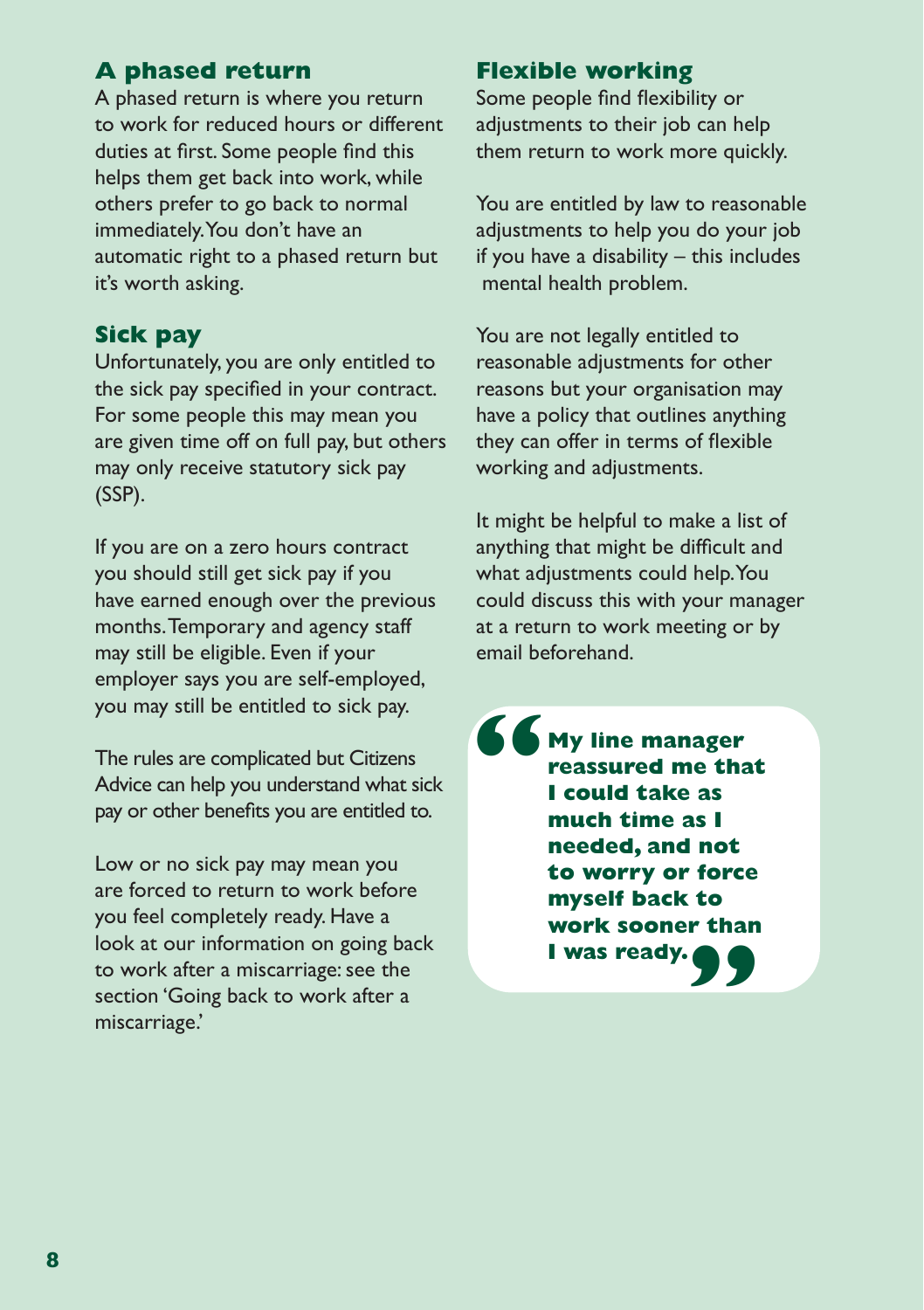## A phased return

A phased return is where you return to work for reduced hours or different duties at first. Some people find this helps them get back into work, while others prefer to go back to normal immediately. You don't have an automatic right to a phased return but it's worth asking.

## Sick pay

Unfortunately, you are only entitled to the sick pay specified in your contract. For some people this may mean you are given time off on full pay, but others may only receive statutory sick pay (SSP).

If you are on a zero hours contract you should still get sick pay if you have earned enough over the previous months. Temporary and agency staff may still be eligible. Even if your employer says you are self-employed, you may still be entitled to sick pay.

The rules are complicated but Citizens Advice can help you understand what sick pay or other benefits you are entitled to.

Low or no sick pay may mean you are forced to return to work before you feel completely ready. Have a look at our information on going back to work after a miscarriage: see the section 'Going back to work after a miscarriage.'

## Flexible working

Some people find flexibility or adjustments to their job can help them return to work more quickly.

You are entitled by law to reasonable adjustments to help you do your job if you have a disability – this includes mental health problem.

You are not legally entitled to reasonable adjustments for other reasons but your organisation may have a policy that outlines anything they can offer in terms of flexible working and adjustments.

It might be helpful to make a list of anything that might be difficult and what adjustments could help. You could discuss this with your manager at a return to work meeting or by email beforehand.

> **"My line manager reassured me that I could take as much time as I needed, and not to worry or force myself back to work sooner than I was ready."**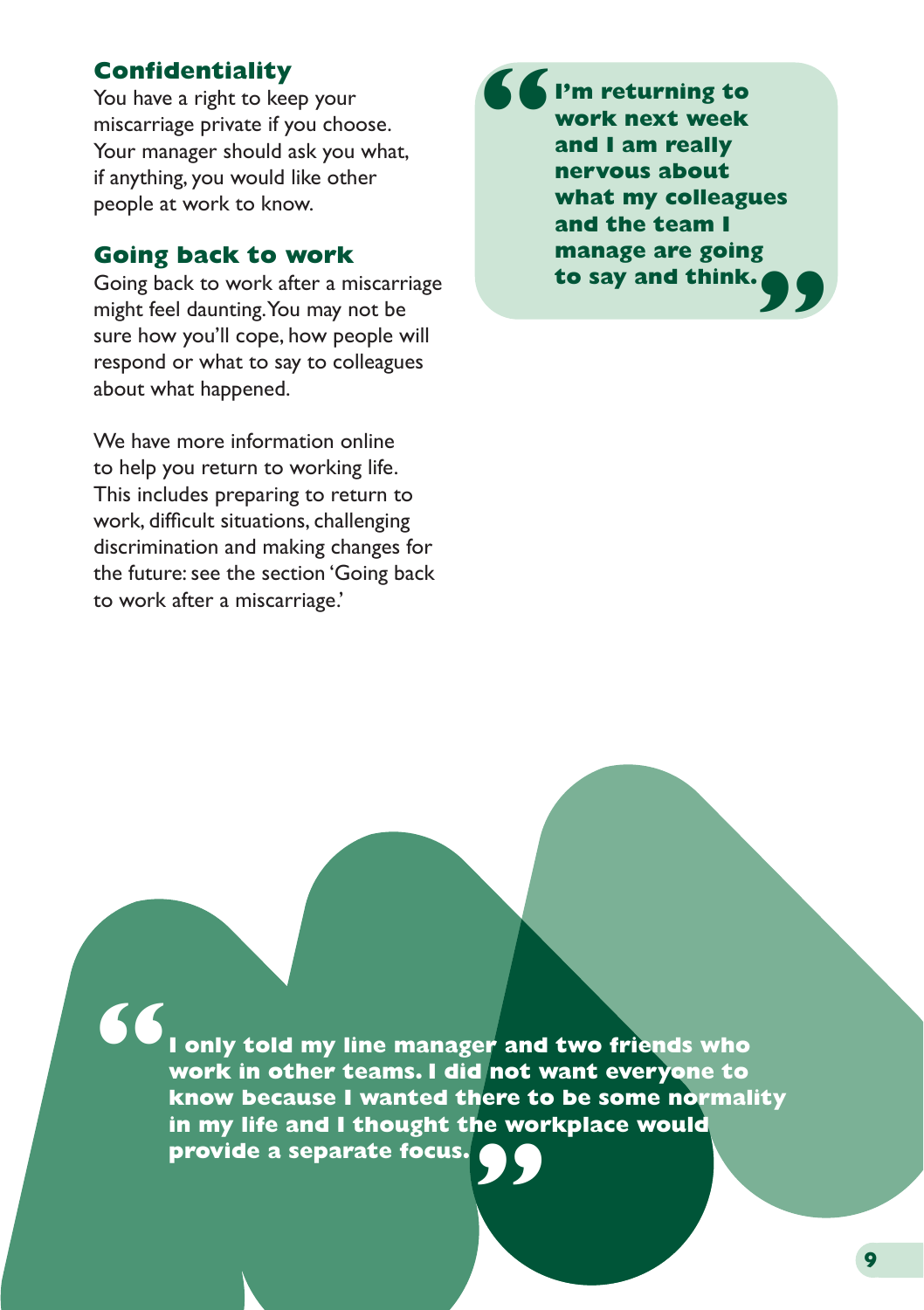## Confidentiality

You have a right to keep your miscarriage private if you choose. Your manager should ask you what, if anything, you would like other people at work to know.

## Going back to work

Going back to work after a miscarriage might feel daunting. You may not be sure how you'll cope, how people will respond or what to say to colleagues about what happened.

We have more information online to help you return to working life. This includes preparing to return to work, difficult situations, challenging discrimination and making changes for the future: see the section 'Going back to work after a miscarriage.'

> **"I'm returning to work next week and I am really nervous about what my colleagues and the team I manage are going to say and think."**

> **"I only told my line manager and two friends who work in other teams. I did not want everyone to know because I wanted there to be some normality in my life and I thought the workplace would provide a separate focus."**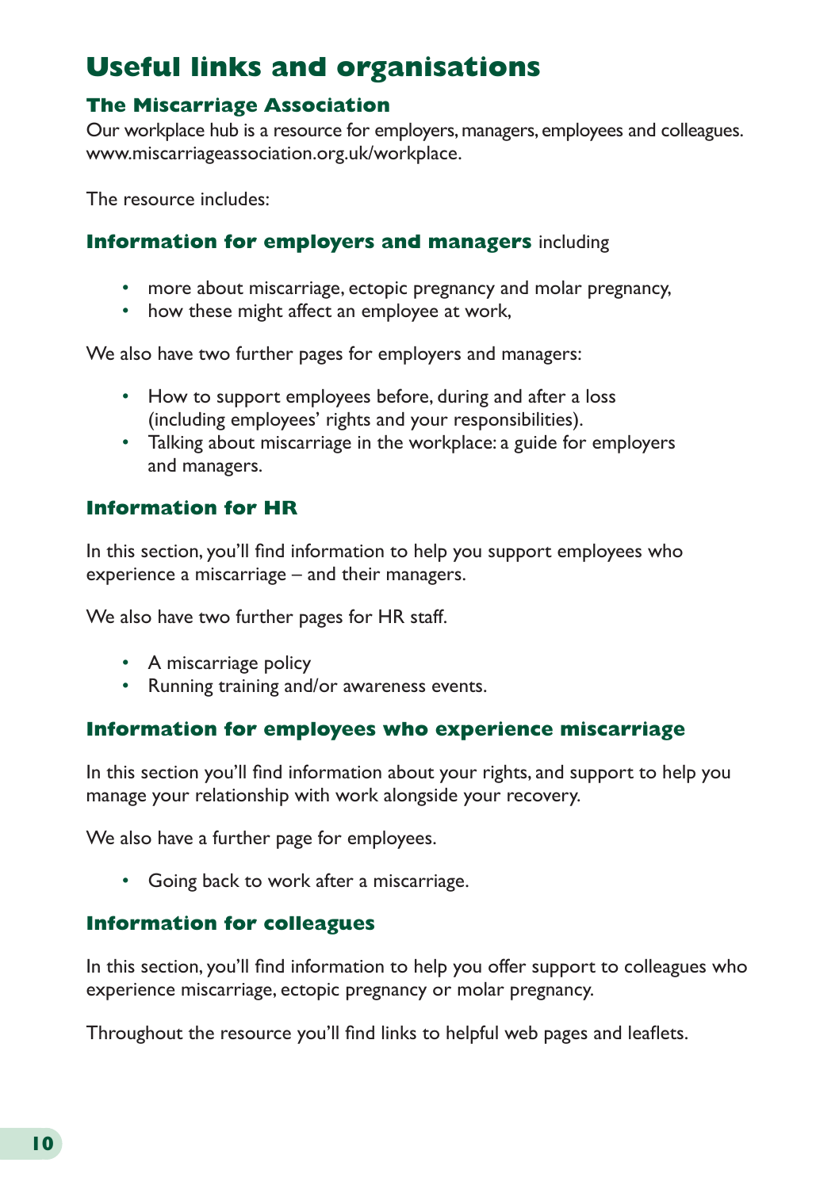# Useful links and organisations

## The Miscarriage Association

Our workplace hub is a resource for employers, managers, employees and colleagues. www.miscarriageassociation.org.uk/workplace.

The resource includes:

### Information for employers and managers

**Information for employers and managers** including

- more about miscarriage, ectopic pregnancy and molar pregnancy,
- how these might affect an employee at work,

We also have two further pages for employers and managers:

- How to support employees before, during and after a loss (including employees' rights and your responsibilities).
- Talking about miscarriage in the workplace: a guide for employers and managers.

### Information for HR

In this section, you'll find information to help you support employees who experience a miscarriage – and their managers.

We also have two further pages for HR staff.

- A miscarriage policy
- Running training and/or awareness events.

### Information for employees who experience miscarriage

In this section you'll find information about your rights, and support to help you manage your relationship with work alongside your recovery.

We also have a further page for employees.

- Going back to work after a miscarriage.

### Information for colleagues

In this section, you'll find information to help you offer support to colleagues who experience miscarriage, ectopic pregnancy or molar pregnancy.

Throughout the resource you'll find links to helpful web pages and leaflets.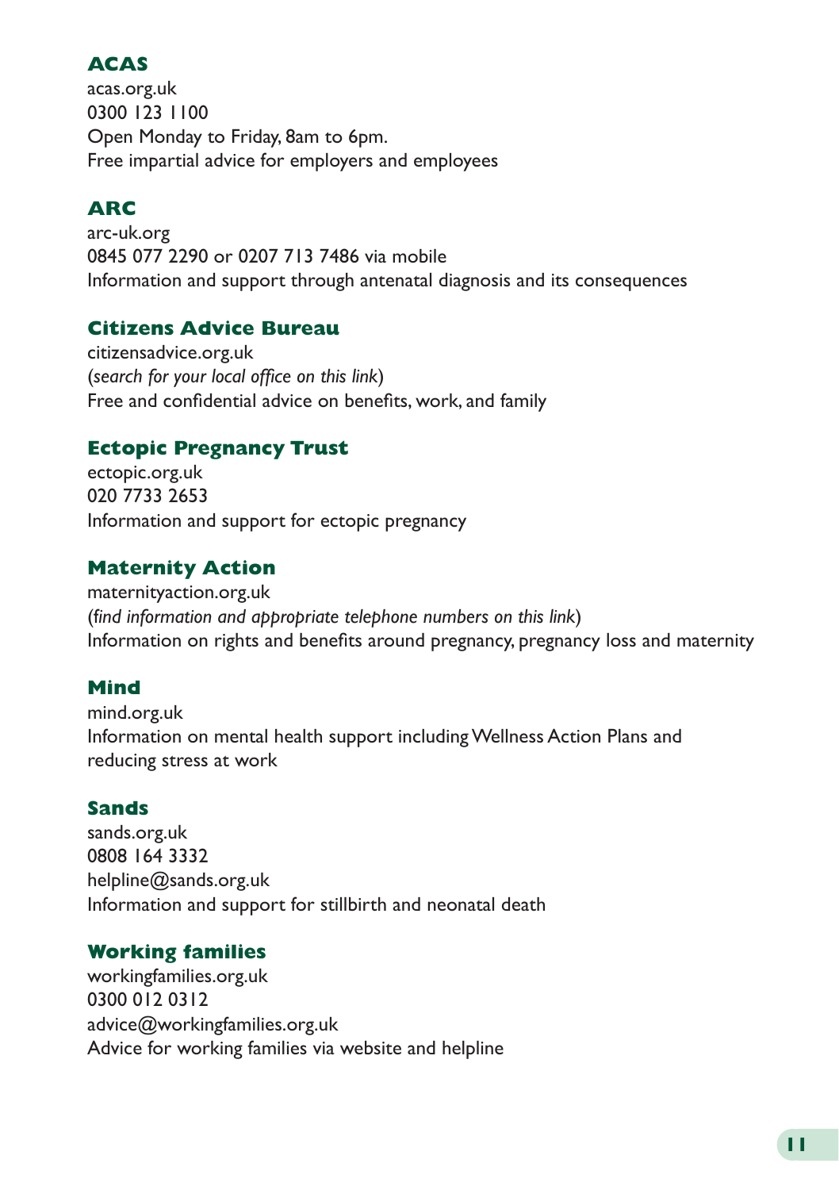### ACAS

acas.org.uk
0300 123 1100
Open Monday to Friday, 8am to 6pm.
Free impartial advice for employers and employees

### ARC

arc-uk.org
0845 077 2290 or 0207 713 7486 via mobile
Information and support through antenatal diagnosis and its consequences

### Citizens Advice Bureau

citizensadvice.org.uk
(*search for your local office on this link*)
Free and confidential advice on benefits, work, and family

### Ectopic Pregnancy Trust

ectopic.org.uk
020 7733 2653
Information and support for ectopic pregnancy

### Maternity Action

maternityaction.org.uk
(*find information and appropriate telephone numbers on this link*)
Information on rights and benefits around pregnancy, pregnancy loss and maternity

### Mind

mind.org.uk
Information on mental health support including Wellness Action Plans and reducing stress at work

### Sands

sands.org.uk
0808 164 3332
helpline@sands.org.uk
Information and support for stillbirth and neonatal death

### Working families

workingfamilies.org.uk
0300 012 0312
advice@workingfamilies.org.uk
Advice for working families via website and helpline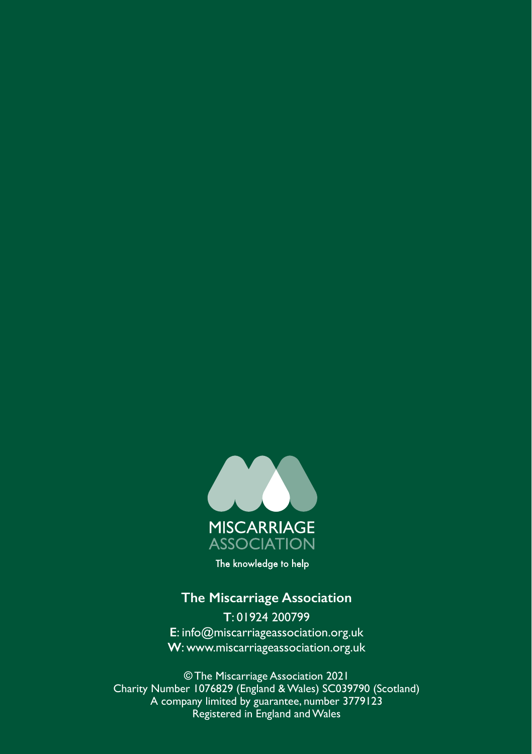MISCARRIAGE
ASSOCIATION

The knowledge to help

**The Miscarriage Association**

**T**: 01924 200799
**E**: info@miscarriageassociation.org.uk
**W**: www.miscarriageassociation.org.uk

© The Miscarriage Association 2021
Charity Number 1076829 (England & Wales) SC039790 (Scotland)
A company limited by guarantee, number 3779123
Registered in England and Wales